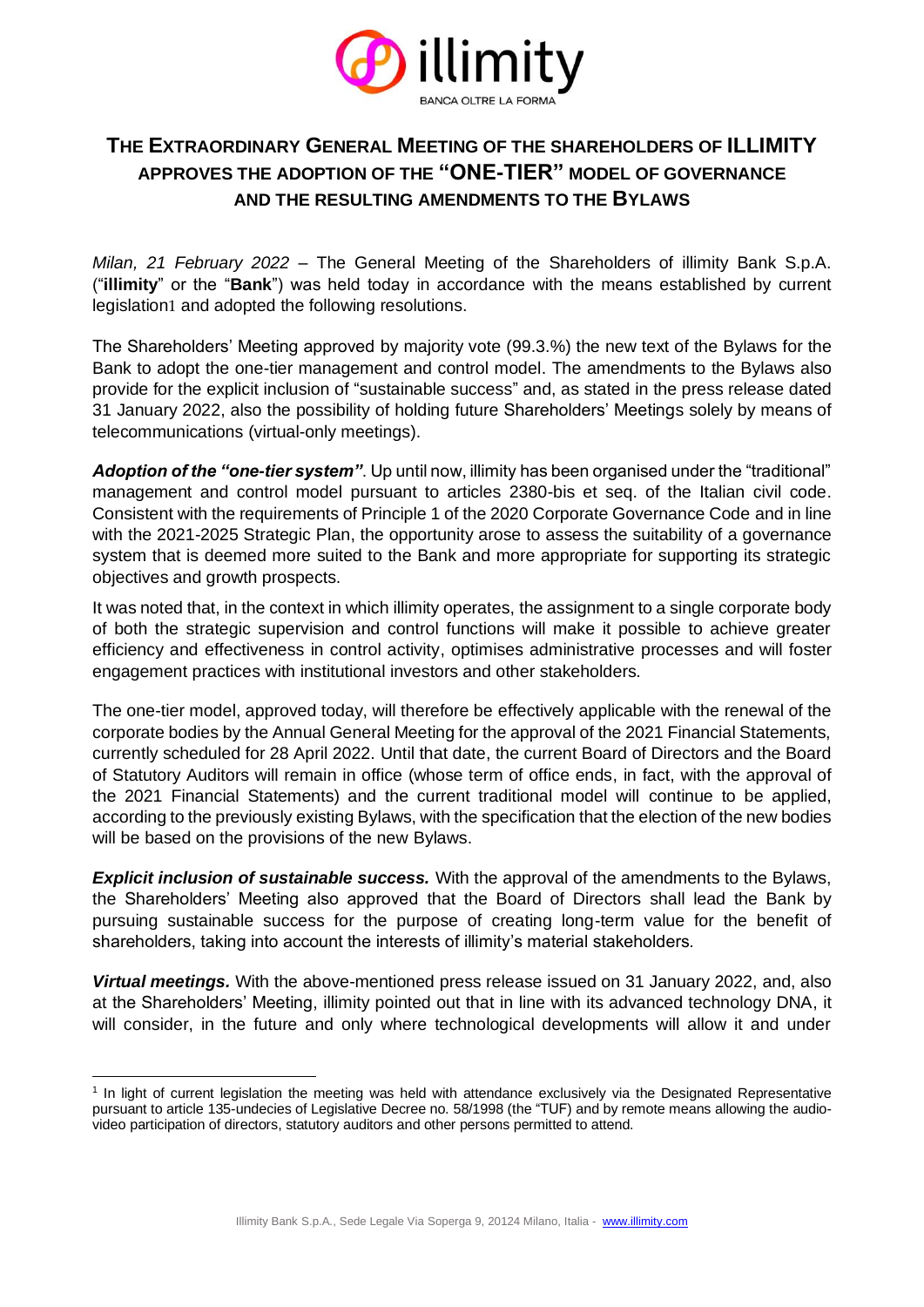# THE EXTRAORDINARY GENERAL MEETING OF THE SHAREHOLDERS OF ILLIMITY APPROVES THE ADOPTION OF THE "ONE-TIER" MODEL OF GOVERNANCE AND THE RESULTING AMENDMENTS TO THE BYLAWS

*Milan, 21 February 2022* – The General Meeting of the Shareholders of illimity Bank S.p.A. ("**illimity**" or the "**Bank**") was held today in accordance with the means established by current legislation[1] and adopted the following resolutions.

The Shareholders' Meeting approved by majority vote (99.3.%) the new text of the Bylaws for the Bank to adopt the one-tier management and control model. The amendments to the Bylaws also provide for the explicit inclusion of "sustainable success" and, as stated in the press release dated 31 January 2022, also the possibility of holding future Shareholders' Meetings solely by means of telecommunications (virtual-only meetings).

***Adoption of the "one-tier system"***. Up until now, illimity has been organised under the "traditional" management and control model pursuant to articles 2380-bis et seq. of the Italian civil code. Consistent with the requirements of Principle 1 of the 2020 Corporate Governance Code and in line with the 2021-2025 Strategic Plan, the opportunity arose to assess the suitability of a governance system that is deemed more suited to the Bank and more appropriate for supporting its strategic objectives and growth prospects.

It was noted that, in the context in which illimity operates, the assignment to a single corporate body of both the strategic supervision and control functions will make it possible to achieve greater efficiency and effectiveness in control activity, optimises administrative processes and will foster engagement practices with institutional investors and other stakeholders.

The one-tier model, approved today, will therefore be effectively applicable with the renewal of the corporate bodies by the Annual General Meeting for the approval of the 2021 Financial Statements, currently scheduled for 28 April 2022. Until that date, the current Board of Directors and the Board of Statutory Auditors will remain in office (whose term of office ends, in fact, with the approval of the 2021 Financial Statements) and the current traditional model will continue to be applied, according to the previously existing Bylaws, with the specification that the election of the new bodies will be based on the provisions of the new Bylaws.

***Explicit inclusion of sustainable success.*** With the approval of the amendments to the Bylaws, the Shareholders' Meeting also approved that the Board of Directors shall lead the Bank by pursuing sustainable success for the purpose of creating long-term value for the benefit of shareholders, taking into account the interests of illimity's material stakeholders.

***Virtual meetings.*** With the above-mentioned press release issued on 31 January 2022, and, also at the Shareholders' Meeting, illimity pointed out that in line with its advanced technology DNA, it will consider, in the future and only where technological developments will allow it and under

[1] In light of current legislation the meeting was held with attendance exclusively via the Designated Representative pursuant to article 135-undecies of Legislative Decree no. 58/1998 (the "TUF") and by remote means allowing the audio-video participation of directors, statutory auditors and other persons permitted to attend.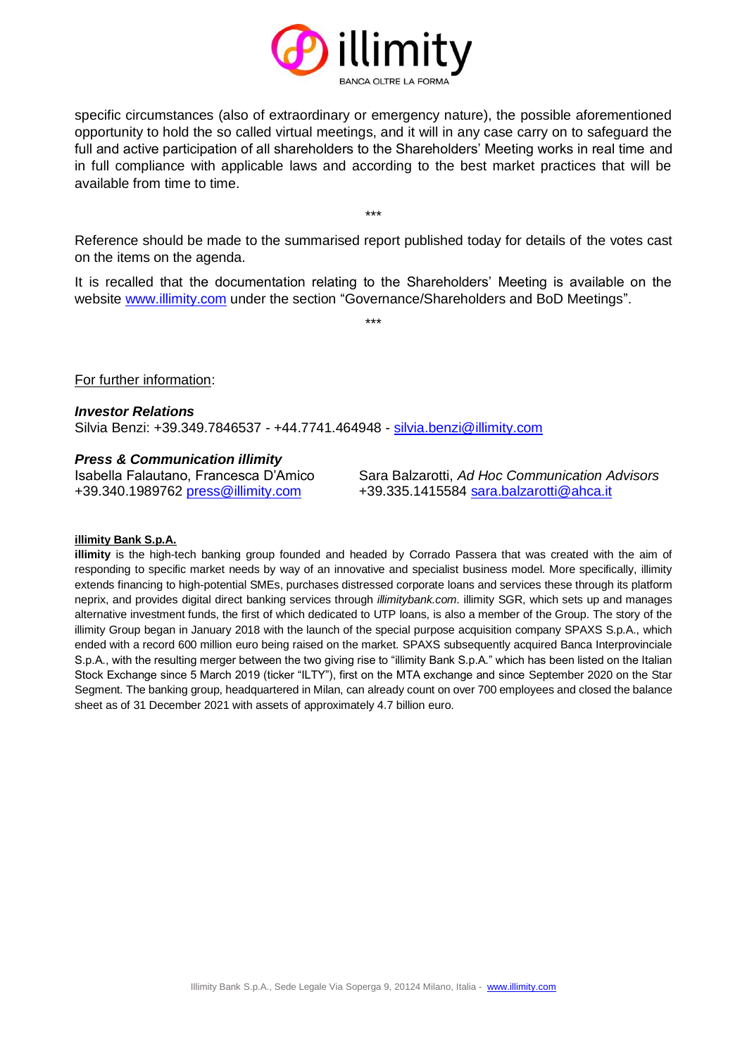specific circumstances (also of extraordinary or emergency nature), the possible aforementioned opportunity to hold the so called virtual meetings, and it will in any case carry on to safeguard the full and active participation of all shareholders to the Shareholders' Meeting works in real time and in full compliance with applicable laws and according to the best market practices that will be available from time to time.

***

Reference should be made to the summarised report published today for details of the votes cast on the items on the agenda.

It is recalled that the documentation relating to the Shareholders' Meeting is available on the website www.illimity.com under the section "Governance/Shareholders and BoD Meetings".

***

For further information:

***Investor Relations***
Silvia Benzi: +39.349.7846537 - +44.7741.464948 - silvia.benzi@illimity.com

***Press & Communication illimity***
Isabella Falautano, Francesca D'Amico
+39.340.1989762 press@illimity.com

Sara Balzarotti, *Ad Hoc Communication Advisors*
+39.335.1415584 sara.balzarotti@ahca.it

**illimity Bank S.p.A.**

**illimity** is the high-tech banking group founded and headed by Corrado Passera that was created with the aim of responding to specific market needs by way of an innovative and specialist business model. More specifically, illimity extends financing to high-potential SMEs, purchases distressed corporate loans and services these through its platform neprix, and provides digital direct banking services through *illimitybank.com*. illimity SGR, which sets up and manages alternative investment funds, the first of which dedicated to UTP loans, is also a member of the Group. The story of the illimity Group began in January 2018 with the launch of the special purpose acquisition company SPAXS S.p.A., which ended with a record 600 million euro being raised on the market. SPAXS subsequently acquired Banca Interprovinciale S.p.A., with the resulting merger between the two giving rise to "illimity Bank S.p.A." which has been listed on the Italian Stock Exchange since 5 March 2019 (ticker "ILTY"), first on the MTA exchange and since September 2020 on the Star Segment. The banking group, headquartered in Milan, can already count on over 700 employees and closed the balance sheet as of 31 December 2021 with assets of approximately 4.7 billion euro.